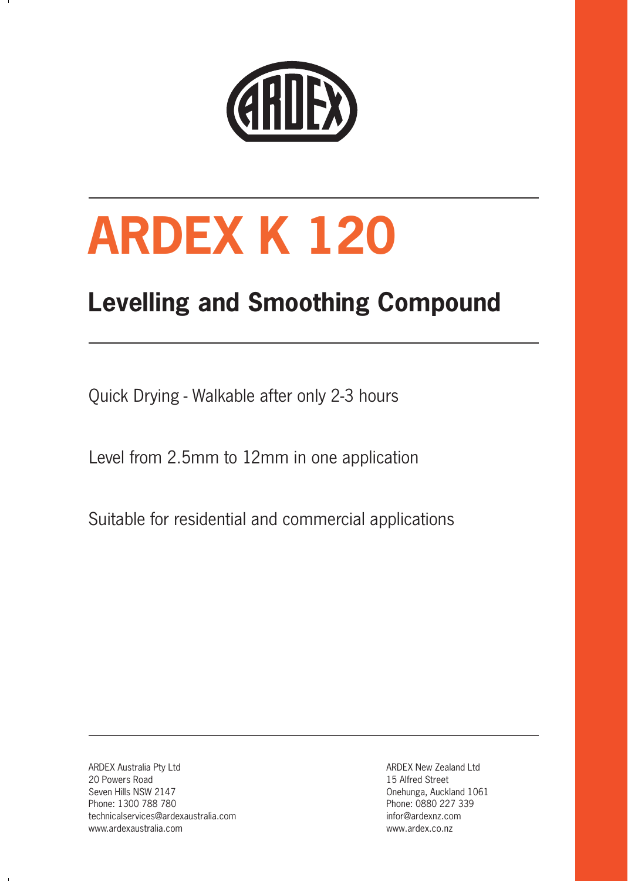# ARDEX K 120

## Levelling and Smoothing Compound

Quick Drying - Walkable after only 2-3 hours

Level from 2.5mm to 12mm in one application

Suitable for residential and commercial applications

ARDEX Australia Pty Ltd
20 Powers Road
Seven Hills NSW 2147
Phone: 1300 788 780
technicalservices@ardexaustralia.com
www.ardexaustralia.com

ARDEX New Zealand Ltd
15 Alfred Street
Onehunga, Auckland 1061
Phone: 0880 227 339
infor@ardexnz.com
www.ardex.co.nz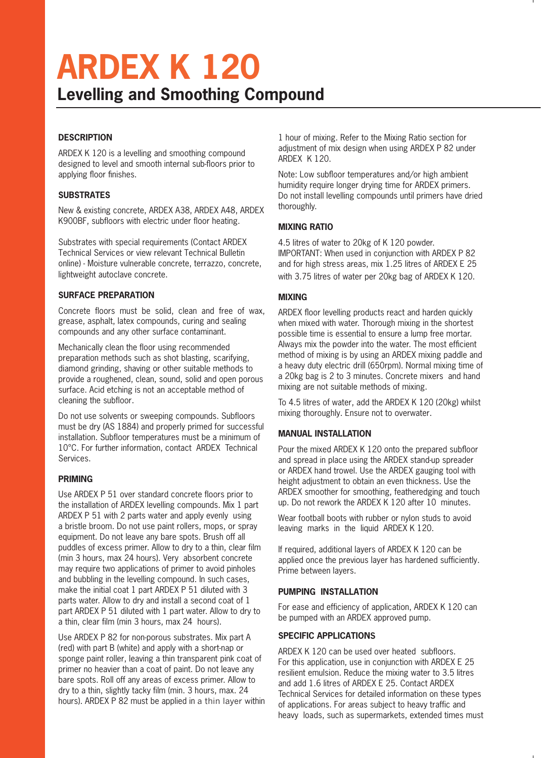# ARDEX K 120

## Levelling and Smoothing Compound

### DESCRIPTION

ARDEX K 120 is a levelling and smoothing compound designed to level and smooth internal sub-floors prior to applying floor finishes.

### SUBSTRATES

New & existing concrete, ARDEX A38, ARDEX A48, ARDEX K900BF, subfloors with electric under floor heating.

Substrates with special requirements (Contact ARDEX Technical Services or view relevant Technical Bulletin online) - Moisture vulnerable concrete, terrazzo, concrete, lightweight autoclave concrete.

### SURFACE PREPARATION

Concrete floors must be solid, clean and free of wax, grease, asphalt, latex compounds, curing and sealing compounds and any other surface contaminant.

Mechanically clean the floor using recommended preparation methods such as shot blasting, scarifying, diamond grinding, shaving or other suitable methods to provide a roughened, clean, sound, solid and open porous surface. Acid etching is not an acceptable method of cleaning the subfloor.

Do not use solvents or sweeping compounds. Subfloors must be dry (AS 1884) and properly primed for successful installation. Subfloor temperatures must be a minimum of 10°C. For further information, contact ARDEX Technical Services.

### PRIMING

Use ARDEX P 51 over standard concrete floors prior to the installation of ARDEX levelling compounds. Mix 1 part ARDEX P 51 with 2 parts water and apply evenly using a bristle broom. Do not use paint rollers, mops, or spray equipment. Do not leave any bare spots. Brush off all puddles of excess primer. Allow to dry to a thin, clear film (min 3 hours, max 24 hours). Very absorbent concrete may require two applications of primer to avoid pinholes and bubbling in the levelling compound. In such cases, make the initial coat 1 part ARDEX P 51 diluted with 3 parts water. Allow to dry and install a second coat of 1 part ARDEX P 51 diluted with 1 part water. Allow to dry to a thin, clear film (min 3 hours, max 24 hours).

Use ARDEX P 82 for non-porous substrates. Mix part A (red) with part B (white) and apply with a short-nap or sponge paint roller, leaving a thin transparent pink coat of primer no heavier than a coat of paint. Do not leave any bare spots. Roll off any areas of excess primer. Allow to dry to a thin, slightly tacky film (min. 3 hours, max. 24 hours). ARDEX P 82 must be applied in a thin layer within 1 hour of mixing. Refer to the Mixing Ratio section for adjustment of mix design when using ARDEX P 82 under ARDEX K 120.

Note: Low subfloor temperatures and/or high ambient humidity require longer drying time for ARDEX primers. Do not install levelling compounds until primers have dried thoroughly.

### MIXING RATIO

4.5 litres of water to 20kg of K 120 powder.
IMPORTANT: When used in conjunction with ARDEX P 82 and for high stress areas, mix 1.25 litres of ARDEX E 25 with 3.75 litres of water per 20kg bag of ARDEX K 120.

### MIXING

ARDEX floor levelling products react and harden quickly when mixed with water. Thorough mixing in the shortest possible time is essential to ensure a lump free mortar. Always mix the powder into the water. The most efficient method of mixing is by using an ARDEX mixing paddle and a heavy duty electric drill (650rpm). Normal mixing time of a 20kg bag is 2 to 3 minutes. Concrete mixers and hand mixing are not suitable methods of mixing.

To 4.5 litres of water, add the ARDEX K 120 (20kg) whilst mixing thoroughly. Ensure not to overwater.

### MANUAL INSTALLATION

Pour the mixed ARDEX K 120 onto the prepared subfloor and spread in place using the ARDEX stand-up spreader or ARDEX hand trowel. Use the ARDEX gauging tool with height adjustment to obtain an even thickness. Use the ARDEX smoother for smoothing, featheredging and touch up. Do not rework the ARDEX K 120 after 10 minutes.

Wear football boots with rubber or nylon studs to avoid leaving marks in the liquid ARDEX K 120.

If required, additional layers of ARDEX K 120 can be applied once the previous layer has hardened sufficiently. Prime between layers.

### PUMPING INSTALLATION

For ease and efficiency of application, ARDEX K 120 can be pumped with an ARDEX approved pump.

### SPECIFIC APPLICATIONS

ARDEX K 120 can be used over heated subfloors. For this application, use in conjunction with ARDEX E 25 resilient emulsion. Reduce the mixing water to 3.5 litres and add 1.6 litres of ARDEX E 25. Contact ARDEX Technical Services for detailed information on these types of applications. For areas subject to heavy traffic and heavy loads, such as supermarkets, extended times must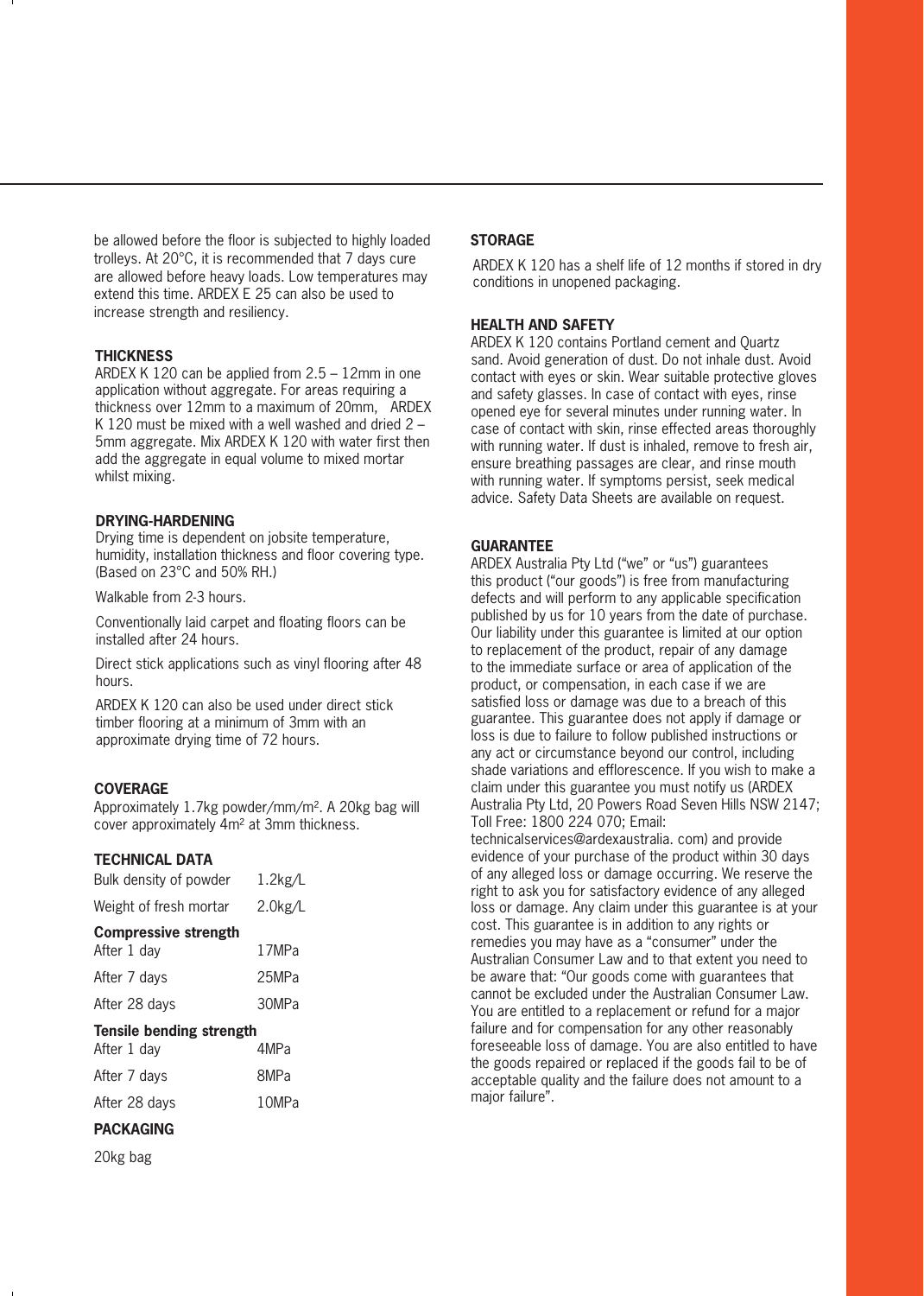be allowed before the floor is subjected to highly loaded trolleys. At 20°C, it is recommended that 7 days cure are allowed before heavy loads. Low temperatures may extend this time. ARDEX E 25 can also be used to increase strength and resiliency.

**THICKNESS**

ARDEX K 120 can be applied from 2.5 – 12mm in one application without aggregate. For areas requiring a thickness over 12mm to a maximum of 20mm, ARDEX K 120 must be mixed with a well washed and dried 2 – 5mm aggregate. Mix ARDEX K 120 with water first then add the aggregate in equal volume to mixed mortar whilst mixing.

**DRYING-HARDENING**

Drying time is dependent on jobsite temperature, humidity, installation thickness and floor covering type. (Based on 23°C and 50% RH.)

Walkable from 2-3 hours.

Conventionally laid carpet and floating floors can be installed after 24 hours.

Direct stick applications such as vinyl flooring after 48 hours.

ARDEX K 120 can also be used under direct stick timber flooring at a minimum of 3mm with an approximate drying time of 72 hours.

**COVERAGE**

Approximately 1.7kg powder/mm/m$^2$. A 20kg bag will cover approximately 4m$^2$ at 3mm thickness.

**TECHNICAL DATA**

| | |
|---|---|
| Bulk density of powder | 1.2kg/L |
| Weight of fresh mortar | 2.0kg/L |
| **Compressive strength** | |
| After 1 day | 17MPa |
| After 7 days | 25MPa |
| After 28 days | 30MPa |
| **Tensile bending strength** | |
| After 1 day | 4MPa |
| After 7 days | 8MPa |
| After 28 days | 10MPa |

**PACKAGING**

20kg bag

**STORAGE**

ARDEX K 120 has a shelf life of 12 months if stored in dry conditions in unopened packaging.

**HEALTH AND SAFETY**

ARDEX K 120 contains Portland cement and Quartz sand. Avoid generation of dust. Do not inhale dust. Avoid contact with eyes or skin. Wear suitable protective gloves and safety glasses. In case of contact with eyes, rinse opened eye for several minutes under running water. In case of contact with skin, rinse effected areas thoroughly with running water. If dust is inhaled, remove to fresh air, ensure breathing passages are clear, and rinse mouth with running water. If symptoms persist, seek medical advice. Safety Data Sheets are available on request.

**GUARANTEE**

ARDEX Australia Pty Ltd ("we" or "us") guarantees this product ("our goods") is free from manufacturing defects and will perform to any applicable specification published by us for 10 years from the date of purchase. Our liability under this guarantee is limited at our option to replacement of the product, repair of any damage to the immediate surface or area of application of the product, or compensation, in each case if we are satisfied loss or damage was due to a breach of this guarantee. This guarantee does not apply if damage or loss is due to failure to follow published instructions or any act or circumstance beyond our control, including shade variations and efflorescence. If you wish to make a claim under this guarantee you must notify us (ARDEX Australia Pty Ltd, 20 Powers Road Seven Hills NSW 2147; Toll Free: 1800 224 070; Email: technicalservices@ardexaustralia. com) and provide evidence of your purchase of the product within 30 days of any alleged loss or damage occurring. We reserve the right to ask you for satisfactory evidence of any alleged loss or damage. Any claim under this guarantee is at your cost. This guarantee is in addition to any rights or remedies you may have as a "consumer" under the Australian Consumer Law and to that extent you need to be aware that: "Our goods come with guarantees that cannot be excluded under the Australian Consumer Law. You are entitled to a replacement or refund for a major failure and for compensation for any other reasonably foreseeable loss of damage. You are also entitled to have the goods repaired or replaced if the goods fail to be of acceptable quality and the failure does not amount to a major failure".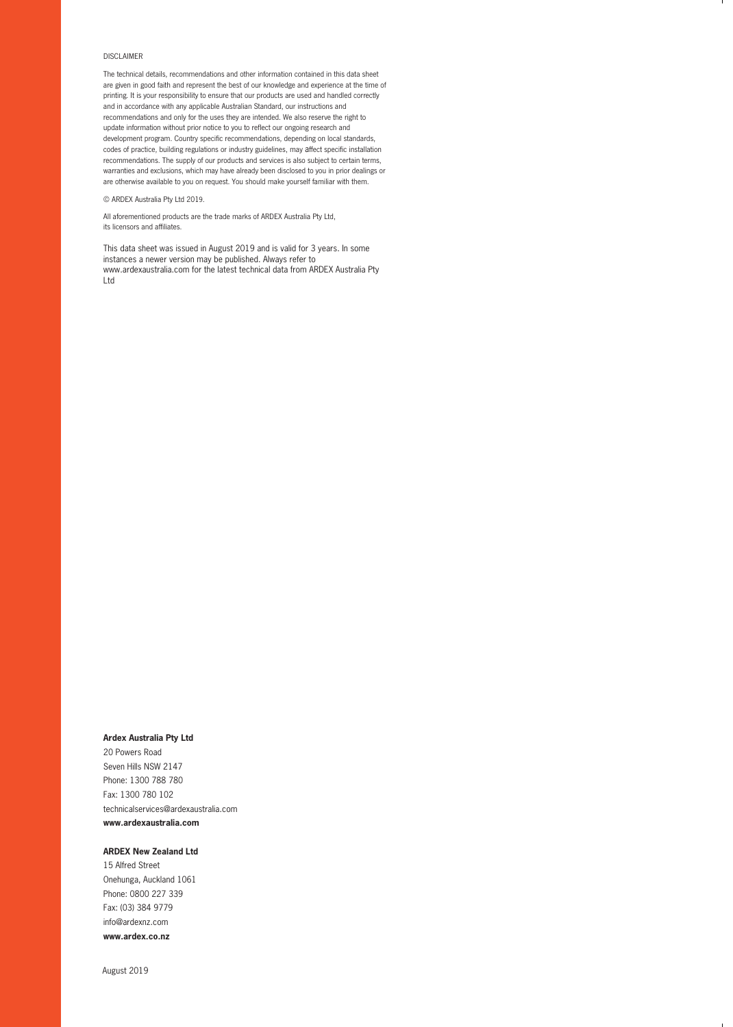DISCLAIMER

The technical details, recommendations and other information contained in this data sheet are given in good faith and represent the best of our knowledge and experience at the time of printing. It is your responsibility to ensure that our products are used and handled correctly and in accordance with any applicable Australian Standard, our instructions and recommendations and only for the uses they are intended. We also reserve the right to update information without prior notice to you to reflect our ongoing research and development program. Country specific recommendations, depending on local standards, codes of practice, building regulations or industry guidelines, may affect specific installation recommendations. The supply of our products and services is also subject to certain terms, warranties and exclusions, which may have already been disclosed to you in prior dealings or are otherwise available to you on request. You should make yourself familiar with them.

© ARDEX Australia Pty Ltd 2019.

All aforementioned products are the trade marks of ARDEX Australia Pty Ltd, its licensors and affiliates.

This data sheet was issued in August 2019 and is valid for 3 years. In some instances a newer version may be published. Always refer to www.ardexaustralia.com for the latest technical data from ARDEX Australia Pty Ltd

**Ardex Australia Pty Ltd**

20 Powers Road
Seven Hills NSW 2147
Phone: 1300 788 780
Fax: 1300 780 102
technicalservices@ardexaustralia.com
**www.ardexaustralia.com**

**ARDEX New Zealand Ltd**

15 Alfred Street
Onehunga, Auckland 1061
Phone: 0800 227 339
Fax: (03) 384 9779
info@ardexnz.com
**www.ardex.co.nz**

August 2019